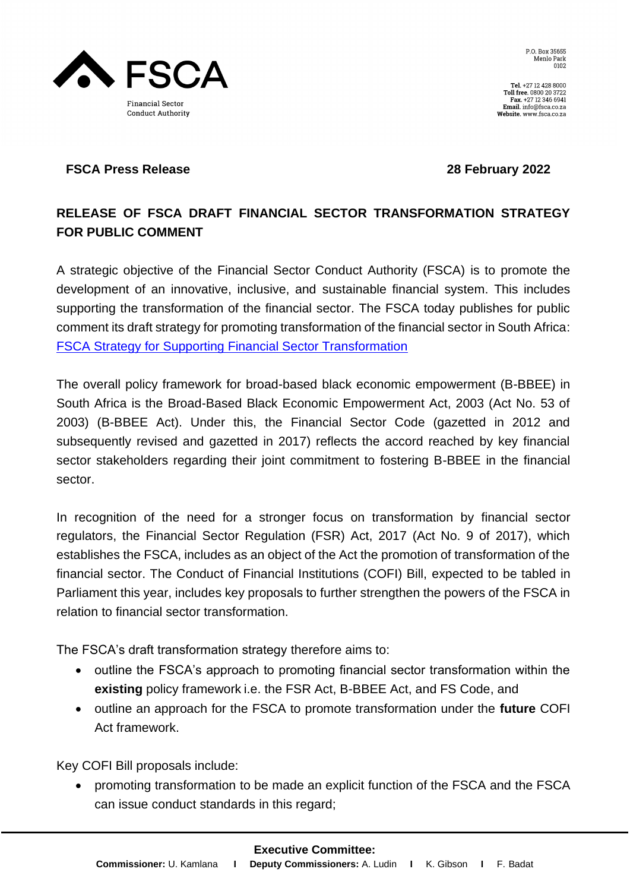FSCA

Financial Sector Conduct Authority

P.O. Box 35655
Menlo Park
0102

**Tel.** +27 12 428 8000
**Toll free.** 0800 20 3722
**Fax.** +27 12 346 6941
**Email.** info@fsca.co.za
**Website.** www.fsca.co.za

**FSCA Press Release** **28 February 2022**

## RELEASE OF FSCA DRAFT FINANCIAL SECTOR TRANSFORMATION STRATEGY FOR PUBLIC COMMENT

A strategic objective of the Financial Sector Conduct Authority (FSCA) is to promote the development of an innovative, inclusive, and sustainable financial system. This includes supporting the transformation of the financial sector. The FSCA today publishes for public comment its draft strategy for promoting transformation of the financial sector in South Africa: FSCA Strategy for Supporting Financial Sector Transformation

The overall policy framework for broad-based black economic empowerment (B-BBEE) in South Africa is the Broad-Based Black Economic Empowerment Act, 2003 (Act No. 53 of 2003) (B-BBEE Act). Under this, the Financial Sector Code (gazetted in 2012 and subsequently revised and gazetted in 2017) reflects the accord reached by key financial sector stakeholders regarding their joint commitment to fostering B-BBEE in the financial sector.

In recognition of the need for a stronger focus on transformation by financial sector regulators, the Financial Sector Regulation (FSR) Act, 2017 (Act No. 9 of 2017), which establishes the FSCA, includes as an object of the Act the promotion of transformation of the financial sector. The Conduct of Financial Institutions (COFI) Bill, expected to be tabled in Parliament this year, includes key proposals to further strengthen the powers of the FSCA in relation to financial sector transformation.

The FSCA's draft transformation strategy therefore aims to:

- outline the FSCA's approach to promoting financial sector transformation within the **existing** policy framework i.e. the FSR Act, B-BBEE Act, and FS Code, and
- outline an approach for the FSCA to promote transformation under the **future** COFI Act framework.

Key COFI Bill proposals include:

- promoting transformation to be made an explicit function of the FSCA and the FSCA can issue conduct standards in this regard;

**Executive Committee:**
**Commissioner:** U. Kamlana | **Deputy Commissioners:** A. Ludin | K. Gibson | F. Badat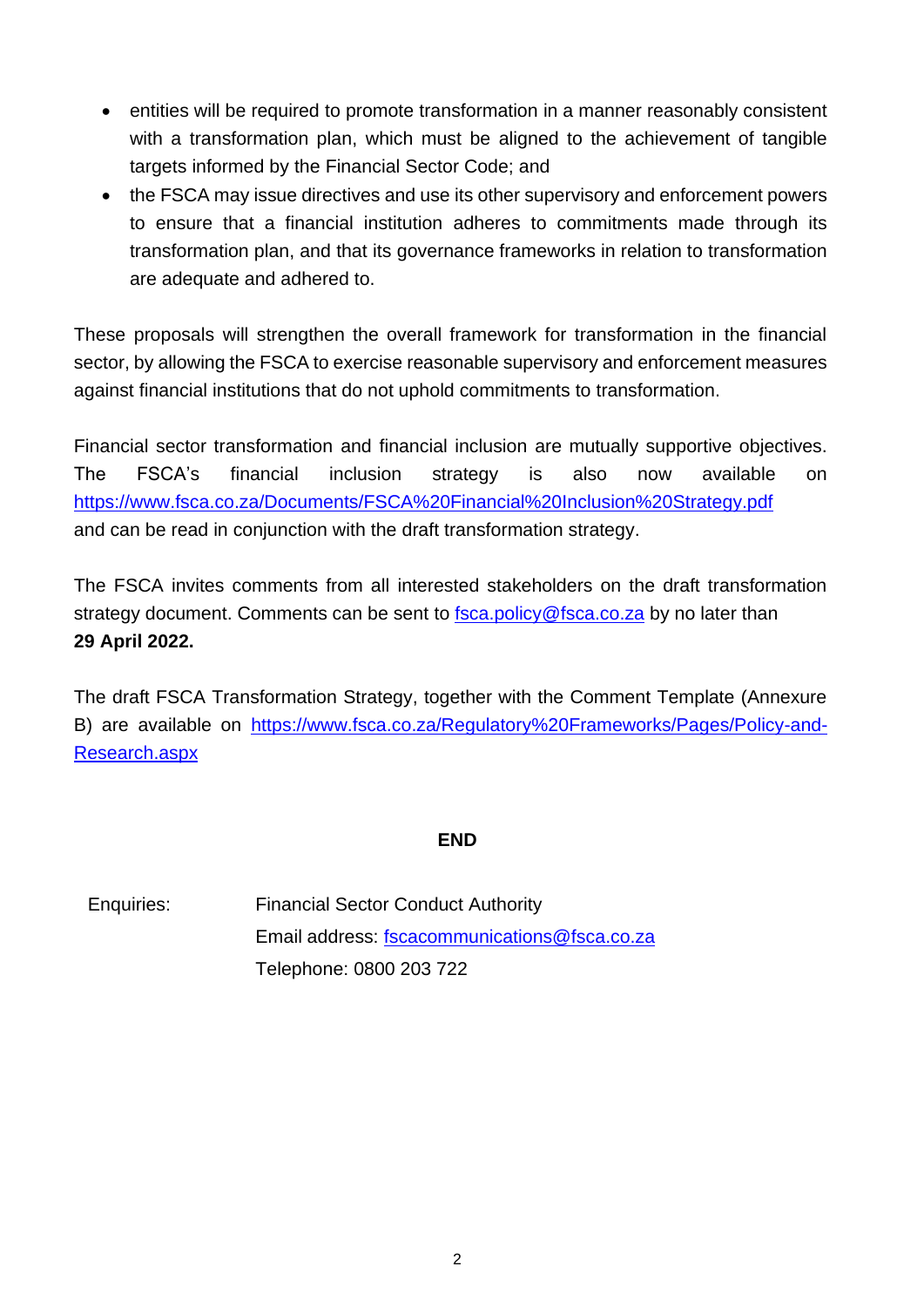- entities will be required to promote transformation in a manner reasonably consistent with a transformation plan, which must be aligned to the achievement of tangible targets informed by the Financial Sector Code; and
- the FSCA may issue directives and use its other supervisory and enforcement powers to ensure that a financial institution adheres to commitments made through its transformation plan, and that its governance frameworks in relation to transformation are adequate and adhered to.

These proposals will strengthen the overall framework for transformation in the financial sector, by allowing the FSCA to exercise reasonable supervisory and enforcement measures against financial institutions that do not uphold commitments to transformation.

Financial sector transformation and financial inclusion are mutually supportive objectives. The FSCA's financial inclusion strategy is also now available on https://www.fsca.co.za/Documents/FSCA%20Financial%20Inclusion%20Strategy.pdf and can be read in conjunction with the draft transformation strategy.

The FSCA invites comments from all interested stakeholders on the draft transformation strategy document. Comments can be sent to fsca.policy@fsca.co.za by no later than **29 April 2022.**

The draft FSCA Transformation Strategy, together with the Comment Template (Annexure B) are available on https://www.fsca.co.za/Regulatory%20Frameworks/Pages/Policy-and-Research.aspx

**END**

Enquiries: Financial Sector Conduct Authority
Email address: fscacommunications@fsca.co.za
Telephone: 0800 203 722